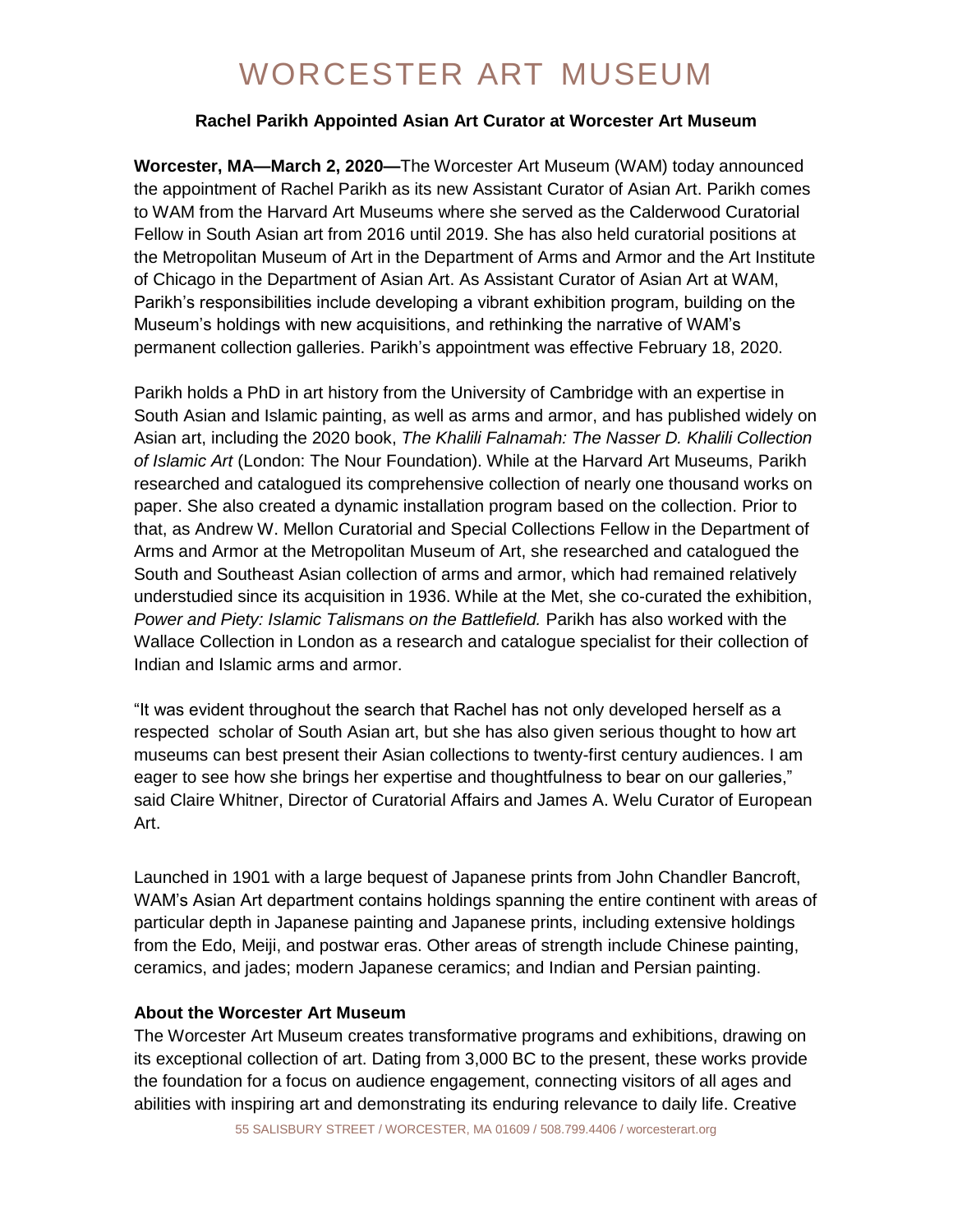# WORCESTER ART MUSEUM

**Rachel Parikh Appointed Asian Art Curator at Worcester Art Museum**

**Worcester, MA—March 2, 2020—**The Worcester Art Museum (WAM) today announced the appointment of Rachel Parikh as its new Assistant Curator of Asian Art. Parikh comes to WAM from the Harvard Art Museums where she served as the Calderwood Curatorial Fellow in South Asian art from 2016 until 2019. She has also held curatorial positions at the Metropolitan Museum of Art in the Department of Arms and Armor and the Art Institute of Chicago in the Department of Asian Art. As Assistant Curator of Asian Art at WAM, Parikh's responsibilities include developing a vibrant exhibition program, building on the Museum's holdings with new acquisitions, and rethinking the narrative of WAM's permanent collection galleries. Parikh's appointment was effective February 18, 2020.

Parikh holds a PhD in art history from the University of Cambridge with an expertise in South Asian and Islamic painting, as well as arms and armor, and has published widely on Asian art, including the 2020 book, *The Khalili Falnamah: The Nasser D. Khalili Collection of Islamic Art* (London: The Nour Foundation). While at the Harvard Art Museums, Parikh researched and catalogued its comprehensive collection of nearly one thousand works on paper. She also created a dynamic installation program based on the collection. Prior to that, as Andrew W. Mellon Curatorial and Special Collections Fellow in the Department of Arms and Armor at the Metropolitan Museum of Art, she researched and catalogued the South and Southeast Asian collection of arms and armor, which had remained relatively understudied since its acquisition in 1936. While at the Met, she co-curated the exhibition, *Power and Piety: Islamic Talismans on the Battlefield.* Parikh has also worked with the Wallace Collection in London as a research and catalogue specialist for their collection of Indian and Islamic arms and armor.

"It was evident throughout the search that Rachel has not only developed herself as a respected scholar of South Asian art, but she has also given serious thought to how art museums can best present their Asian collections to twenty-first century audiences. I am eager to see how she brings her expertise and thoughtfulness to bear on our galleries," said Claire Whitner, Director of Curatorial Affairs and James A. Welu Curator of European Art.

Launched in 1901 with a large bequest of Japanese prints from John Chandler Bancroft, WAM's Asian Art department contains holdings spanning the entire continent with areas of particular depth in Japanese painting and Japanese prints, including extensive holdings from the Edo, Meiji, and postwar eras. Other areas of strength include Chinese painting, ceramics, and jades; modern Japanese ceramics; and Indian and Persian painting.

**About the Worcester Art Museum**

The Worcester Art Museum creates transformative programs and exhibitions, drawing on its exceptional collection of art. Dating from 3,000 BC to the present, these works provide the foundation for a focus on audience engagement, connecting visitors of all ages and abilities with inspiring art and demonstrating its enduring relevance to daily life. Creative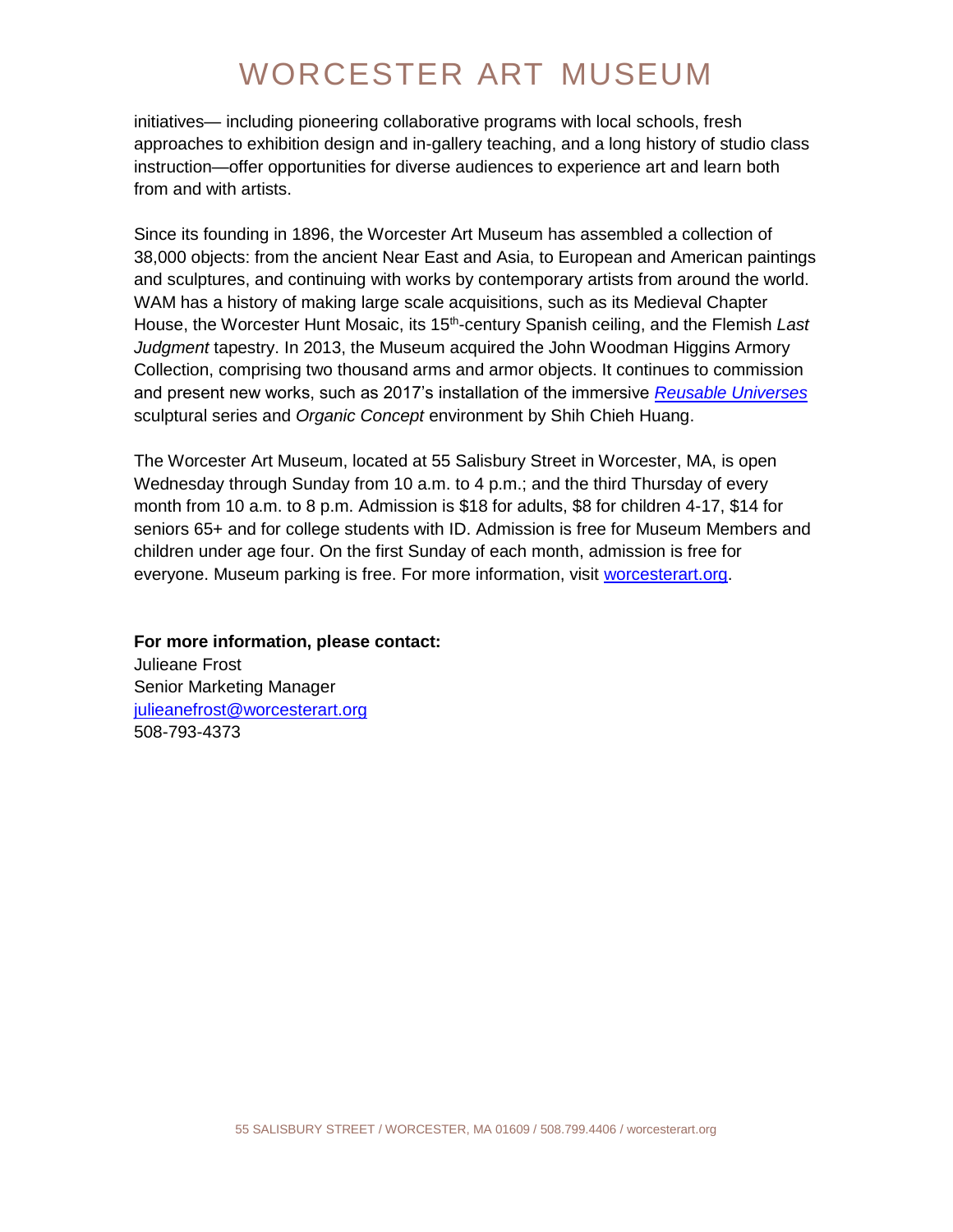initiatives— including pioneering collaborative programs with local schools, fresh approaches to exhibition design and in-gallery teaching, and a long history of studio class instruction—offer opportunities for diverse audiences to experience art and learn both from and with artists.

Since its founding in 1896, the Worcester Art Museum has assembled a collection of 38,000 objects: from the ancient Near East and Asia, to European and American paintings and sculptures, and continuing with works by contemporary artists from around the world. WAM has a history of making large scale acquisitions, such as its Medieval Chapter House, the Worcester Hunt Mosaic, its 15th-century Spanish ceiling, and the Flemish *Last Judgment* tapestry. In 2013, the Museum acquired the John Woodman Higgins Armory Collection, comprising two thousand arms and armor objects. It continues to commission and present new works, such as 2017's installation of the immersive *Reusable Universes* sculptural series and *Organic Concept* environment by Shih Chieh Huang.

The Worcester Art Museum, located at 55 Salisbury Street in Worcester, MA, is open Wednesday through Sunday from 10 a.m. to 4 p.m.; and the third Thursday of every month from 10 a.m. to 8 p.m. Admission is $18 for adults, $8 for children 4-17, $14 for seniors 65+ and for college students with ID. Admission is free for Museum Members and children under age four. On the first Sunday of each month, admission is free for everyone. Museum parking is free. For more information, visit worcesterart.org.

**For more information, please contact:**
Julieane Frost
Senior Marketing Manager
julieanefrost@worcesterart.org
508-793-4373